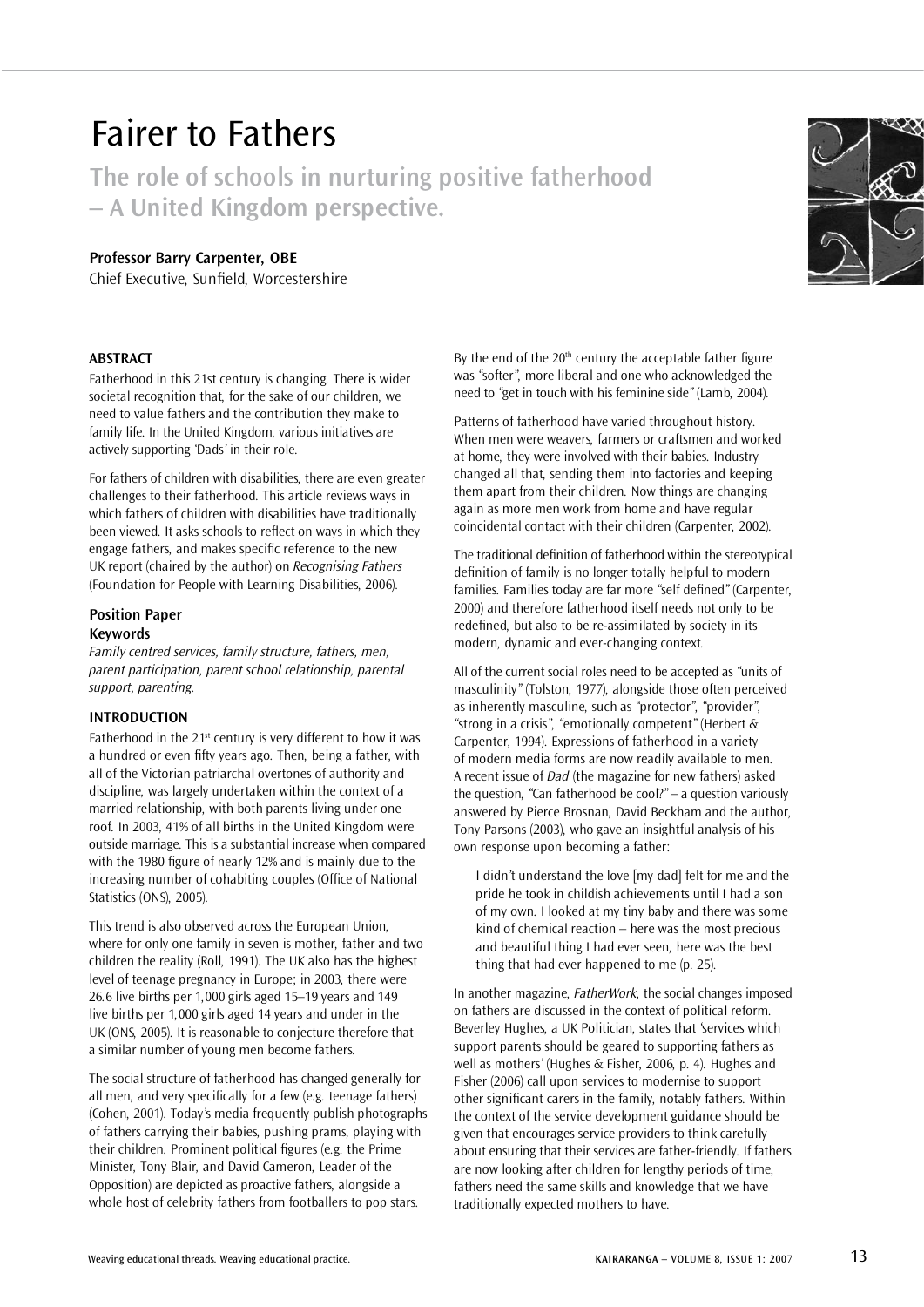# Fairer to Fathers

## The role of schools in nurturing positive fatherhood – A United Kingdom perspective.

**Professor Barry Carpenter, OBE**
Chief Executive, Sunfield, Worcestershire

### ABSTRACT

Fatherhood in this 21st century is changing. There is wider societal recognition that, for the sake of our children, we need to value fathers and the contribution they make to family life. In the United Kingdom, various initiatives are actively supporting 'Dads' in their role.

For fathers of children with disabilities, there are even greater challenges to their fatherhood. This article reviews ways in which fathers of children with disabilities have traditionally been viewed. It asks schools to reflect on ways in which they engage fathers, and makes specific reference to the new UK report (chaired by the author) on *Recognising Fathers* (Foundation for People with Learning Disabilities, 2006).

**Position Paper**

**Keywords**

*Family centred services, family structure, fathers, men, parent participation, parent school relationship, parental support, parenting.*

### INTRODUCTION

Fatherhood in the 21st century is very different to how it was a hundred or even fifty years ago. Then, being a father, with all of the Victorian patriarchal overtones of authority and discipline, was largely undertaken within the context of a married relationship, with both parents living under one roof. In 2003, 41% of all births in the United Kingdom were outside marriage. This is a substantial increase when compared with the 1980 figure of nearly 12% and is mainly due to the increasing number of cohabiting couples (Office of National Statistics (ONS), 2005).

This trend is also observed across the European Union, where for only one family in seven is mother, father and two children the reality (Roll, 1991). The UK also has the highest level of teenage pregnancy in Europe; in 2003, there were 26.6 live births per 1,000 girls aged 15–19 years and 149 live births per 1,000 girls aged 14 years and under in the UK (ONS, 2005). It is reasonable to conjecture therefore that a similar number of young men become fathers.

The social structure of fatherhood has changed generally for all men, and very specifically for a few (e.g. teenage fathers) (Cohen, 2001). Today's media frequently publish photographs of fathers carrying their babies, pushing prams, playing with their children. Prominent political figures (e.g. the Prime Minister, Tony Blair, and David Cameron, Leader of the Opposition) are depicted as proactive fathers, alongside a whole host of celebrity fathers from footballers to pop stars.

By the end of the 20th century the acceptable father figure was "softer", more liberal and one who acknowledged the need to "get in touch with his feminine side" (Lamb, 2004).

Patterns of fatherhood have varied throughout history. When men were weavers, farmers or craftsmen and worked at home, they were involved with their babies. Industry changed all that, sending them into factories and keeping them apart from their children. Now things are changing again as more men work from home and have regular coincidental contact with their children (Carpenter, 2002).

The traditional definition of fatherhood within the stereotypical definition of family is no longer totally helpful to modern families. Families today are far more "self defined" (Carpenter, 2000) and therefore fatherhood itself needs not only to be redefined, but also to be re-assimilated by society in its modern, dynamic and ever-changing context.

All of the current social roles need to be accepted as "units of masculinity" (Tolston, 1977), alongside those often perceived as inherently masculine, such as "protector", "provider", "strong in a crisis", "emotionally competent" (Herbert & Carpenter, 1994). Expressions of fatherhood in a variety of modern media forms are now readily available to men. A recent issue of *Dad* (the magazine for new fathers) asked the question, "Can fatherhood be cool?" – a question variously answered by Pierce Brosnan, David Beckham and the author, Tony Parsons (2003), who gave an insightful analysis of his own response upon becoming a father:

> I didn't understand the love [my dad] felt for me and the pride he took in childish achievements until I had a son of my own. I looked at my tiny baby and there was some kind of chemical reaction – here was the most precious and beautiful thing I had ever seen, here was the best thing that had ever happened to me (p. 25).

In another magazine, *FatherWork*, the social changes imposed on fathers are discussed in the context of political reform. Beverley Hughes, a UK Politician, states that 'services which support parents should be geared to supporting fathers as well as mothers' (Hughes & Fisher, 2006, p. 4). Hughes and Fisher (2006) call upon services to modernise to support other significant carers in the family, notably fathers. Within the context of the service development guidance should be given that encourages service providers to think carefully about ensuring that their services are father-friendly. If fathers are now looking after children for lengthy periods of time, fathers need the same skills and knowledge that we have traditionally expected mothers to have.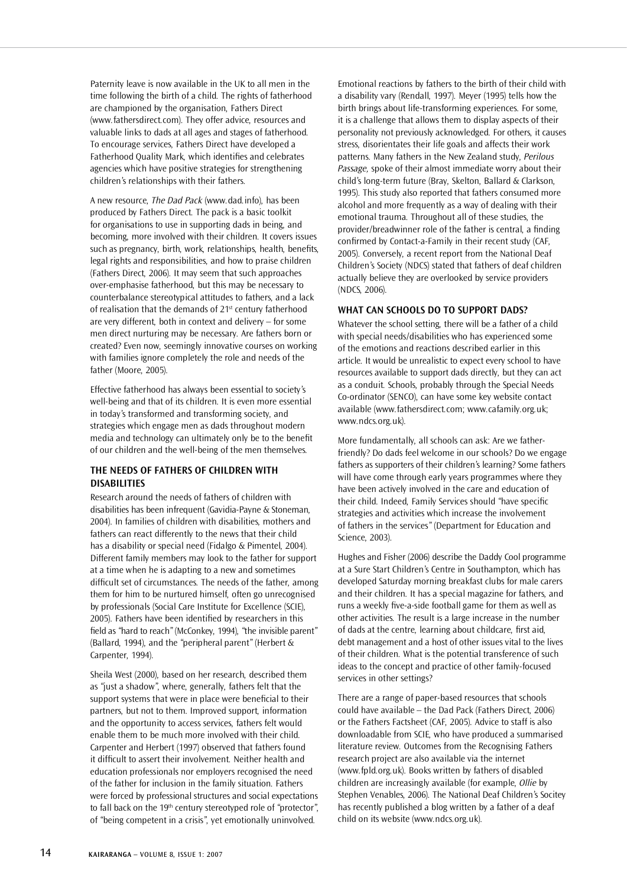Paternity leave is now available in the UK to all men in the time following the birth of a child. The rights of fatherhood are championed by the organisation, Fathers Direct (www.fathersdirect.com). They offer advice, resources and valuable links to dads at all ages and stages of fatherhood. To encourage services, Fathers Direct have developed a Fatherhood Quality Mark, which identifies and celebrates agencies which have positive strategies for strengthening children's relationships with their fathers.

A new resource, *The Dad Pack* (www.dad.info), has been produced by Fathers Direct. The pack is a basic toolkit for organisations to use in supporting dads in being, and becoming, more involved with their children. It covers issues such as pregnancy, birth, work, relationships, health, benefits, legal rights and responsibilities, and how to praise children (Fathers Direct, 2006). It may seem that such approaches over-emphasise fatherhood, but this may be necessary to counterbalance stereotypical attitudes to fathers, and a lack of realisation that the demands of 21st century fatherhood are very different, both in context and delivery – for some men direct nurturing may be necessary. Are fathers born or created? Even now, seemingly innovative courses on working with families ignore completely the role and needs of the father (Moore, 2005).

Effective fatherhood has always been essential to society's well-being and that of its children. It is even more essential in today's transformed and transforming society, and strategies which engage men as dads throughout modern media and technology can ultimately only be to the benefit of our children and the well-being of the men themselves.

## THE NEEDS OF FATHERS OF CHILDREN WITH DISABILITIES

Research around the needs of fathers of children with disabilities has been infrequent (Gavidia-Payne & Stoneman, 2004). In families of children with disabilities, mothers and fathers can react differently to the news that their child has a disability or special need (Fidalgo & Pimentel, 2004). Different family members may look to the father for support at a time when he is adapting to a new and sometimes difficult set of circumstances. The needs of the father, among them for him to be nurtured himself, often go unrecognised by professionals (Social Care Institute for Excellence (SCIE), 2005). Fathers have been identified by researchers in this field as "hard to reach" (McConkey, 1994), "the invisible parent" (Ballard, 1994), and the "peripheral parent" (Herbert & Carpenter, 1994).

Sheila West (2000), based on her research, described them as "just a shadow", where, generally, fathers felt that the support systems that were in place were beneficial to their partners, but not to them. Improved support, information and the opportunity to access services, fathers felt would enable them to be much more involved with their child. Carpenter and Herbert (1997) observed that fathers found it difficult to assert their involvement. Neither health and education professionals nor employers recognised the need of the father for inclusion in the family situation. Fathers were forced by professional structures and social expectations to fall back on the 19th century stereotyped role of "protector", of "being competent in a crisis", yet emotionally uninvolved.

Emotional reactions by fathers to the birth of their child with a disability vary (Rendall, 1997). Meyer (1995) tells how the birth brings about life-transforming experiences. For some, it is a challenge that allows them to display aspects of their personality not previously acknowledged. For others, it causes stress, disorientates their life goals and affects their work patterns. Many fathers in the New Zealand study, *Perilous Passage,* spoke of their almost immediate worry about their child's long-term future (Bray, Skelton, Ballard & Clarkson, 1995). This study also reported that fathers consumed more alcohol and more frequently as a way of dealing with their emotional trauma. Throughout all of these studies, the provider/breadwinner role of the father is central, a finding confirmed by Contact-a-Family in their recent study (CAF, 2005). Conversely, a recent report from the National Deaf Children's Society (NDCS) stated that fathers of deaf children actually believe they are overlooked by service providers (NDCS, 2006).

## WHAT CAN SCHOOLS DO TO SUPPORT DADS?

Whatever the school setting, there will be a father of a child with special needs/disabilities who has experienced some of the emotions and reactions described earlier in this article. It would be unrealistic to expect every school to have resources available to support dads directly, but they can act as a conduit. Schools, probably through the Special Needs Co-ordinator (SENCO), can have some key website contact available (www.fathersdirect.com; www.cafamily.org.uk; www.ndcs.org.uk).

More fundamentally, all schools can ask: Are we father-friendly? Do dads feel welcome in our schools? Do we engage fathers as supporters of their children's learning? Some fathers will have come through early years programmes where they have been actively involved in the care and education of their child. Indeed, Family Services should "have specific strategies and activities which increase the involvement of fathers in the services" (Department for Education and Science, 2003).

Hughes and Fisher (2006) describe the Daddy Cool programme at a Sure Start Children's Centre in Southampton, which has developed Saturday morning breakfast clubs for male carers and their children. It has a special magazine for fathers, and runs a weekly five-a-side football game for them as well as other activities. The result is a large increase in the number of dads at the centre, learning about childcare, first aid, debt management and a host of other issues vital to the lives of their children. What is the potential transference of such ideas to the concept and practice of other family-focused services in other settings?

There are a range of paper-based resources that schools could have available – the Dad Pack (Fathers Direct, 2006) or the Fathers Factsheet (CAF, 2005). Advice to staff is also downloadable from SCIE, who have produced a summarised literature review. Outcomes from the Recognising Fathers research project are also available via the internet (www.fpld.org.uk). Books written by fathers of disabled children are increasingly available (for example, *Ollie* by Stephen Venables, 2006). The National Deaf Children's Socitey has recently published a blog written by a father of a deaf child on its website (www.ndcs.org.uk).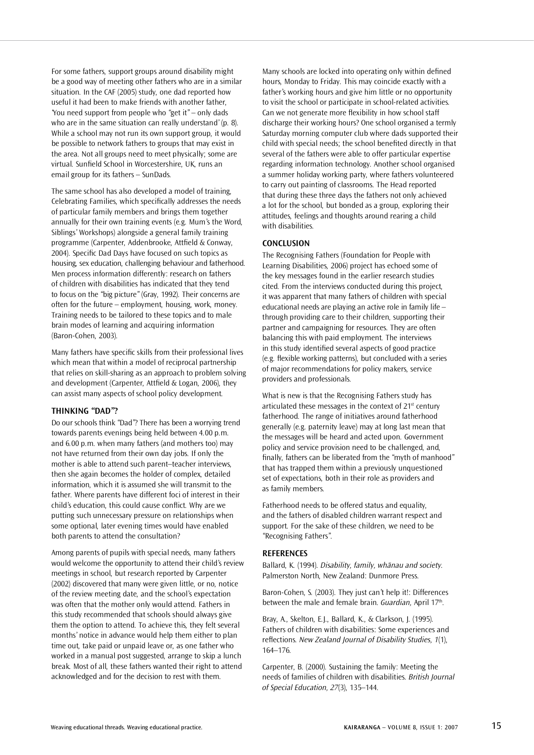For some fathers, support groups around disability might be a good way of meeting other fathers who are in a similar situation. In the CAF (2005) study, one dad reported how useful it had been to make friends with another father, 'You need support from people who "get it" – only dads who are in the same situation can really understand' (p. 8). While a school may not run its own support group, it would be possible to network fathers to groups that may exist in the area. Not all groups need to meet physically; some are virtual. Sunfield School in Worcestershire, UK, runs an email group for its fathers – SunDads.

The same school has also developed a model of training, Celebrating Families, which specifically addresses the needs of particular family members and brings them together annually for their own training events (e.g. Mum's the Word, Siblings' Workshops) alongside a general family training programme (Carpenter, Addenbrooke, Attfield & Conway, 2004). Specific Dad Days have focused on such topics as housing, sex education, challenging behaviour and fatherhood. Men process information differently: research on fathers of children with disabilities has indicated that they tend to focus on the "big picture" (Gray, 1992). Their concerns are often for the future – employment, housing, work, money. Training needs to be tailored to these topics and to male brain modes of learning and acquiring information (Baron-Cohen, 2003).

Many fathers have specific skills from their professional lives which mean that within a model of reciprocal partnership that relies on skill-sharing as an approach to problem solving and development (Carpenter, Attfield & Logan, 2006), they can assist many aspects of school policy development.

## THINKING "DAD"?

Do our schools think "Dad"? There has been a worrying trend towards parents evenings being held between 4.00 p.m. and 6.00 p.m. when many fathers (and mothers too) may not have returned from their own day jobs. If only the mother is able to attend such parent–teacher interviews, then she again becomes the holder of complex, detailed information, which it is assumed she will transmit to the father. Where parents have different foci of interest in their child's education, this could cause conflict. Why are we putting such unnecessary pressure on relationships when some optional, later evening times would have enabled both parents to attend the consultation?

Among parents of pupils with special needs, many fathers would welcome the opportunity to attend their child's review meetings in school, but research reported by Carpenter (2002) discovered that many were given little, or no, notice of the review meeting date, and the school's expectation was often that the mother only would attend. Fathers in this study recommended that schools should always give them the option to attend. To achieve this, they felt several months' notice in advance would help them either to plan time out, take paid or unpaid leave or, as one father who worked in a manual post suggested, arrange to skip a lunch break. Most of all, these fathers wanted their right to attend acknowledged and for the decision to rest with them.

Many schools are locked into operating only within defined hours, Monday to Friday. This may coincide exactly with a father's working hours and give him little or no opportunity to visit the school or participate in school-related activities. Can we not generate more flexibility in how school staff discharge their working hours? One school organised a termly Saturday morning computer club where dads supported their child with special needs; the school benefited directly in that several of the fathers were able to offer particular expertise regarding information technology. Another school organised a summer holiday working party, where fathers volunteered to carry out painting of classrooms. The Head reported that during these three days the fathers not only achieved a lot for the school, but bonded as a group, exploring their attitudes, feelings and thoughts around rearing a child with disabilities.

## CONCLUSION

The Recognising Fathers (Foundation for People with Learning Disabilities, 2006) project has echoed some of the key messages found in the earlier research studies cited. From the interviews conducted during this project, it was apparent that many fathers of children with special educational needs are playing an active role in family life – through providing care to their children, supporting their partner and campaigning for resources. They are often balancing this with paid employment. The interviews in this study identified several aspects of good practice (e.g. flexible working patterns), but concluded with a series of major recommendations for policy makers, service providers and professionals.

What is new is that the Recognising Fathers study has articulated these messages in the context of 21st century fatherhood. The range of initiatives around fatherhood generally (e.g. paternity leave) may at long last mean that the messages will be heard and acted upon. Government policy and service provision need to be challenged, and, finally, fathers can be liberated from the "myth of manhood" that has trapped them within a previously unquestioned set of expectations, both in their role as providers and as family members.

Fatherhood needs to be offered status and equality, and the fathers of disabled children warrant respect and support. For the sake of these children, we need to be "Recognising Fathers".

## REFERENCES

Ballard, K. (1994). *Disability, family, whānau and society*. Palmerston North, New Zealand: Dunmore Press.

Baron-Cohen, S. (2003). They just can't help it!: Differences between the male and female brain. *Guardian*, April 17th.

Bray, A., Skelton, E.J., Ballard, K., & Clarkson, J. (1995). Fathers of children with disabilities: Some experiences and reflections. *New Zealand Journal of Disability Studies, 1*(1), 164–176.

Carpenter, B. (2000). Sustaining the family: Meeting the needs of families of children with disabilities. *British Journal of Special Education, 27*(3), 135–144.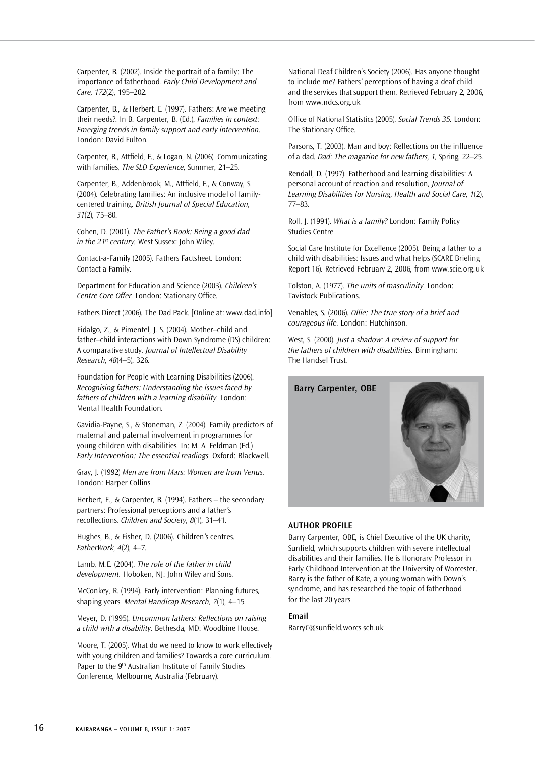Carpenter, B. (2002). Inside the portrait of a family: The importance of fatherhood. *Early Child Development and Care, 172*(2), 195–202.

Carpenter, B., & Herbert, E. (1997). Fathers: Are we meeting their needs?. In B. Carpenter, B. (Ed.), *Families in context: Emerging trends in family support and early intervention.* London: David Fulton.

Carpenter, B., Attfield, E., & Logan, N. (2006). Communicating with families, *The SLD Experience*, Summer, 21–25.

Carpenter, B., Addenbrook, M., Attfield, E., & Conway, S. (2004). Celebrating families: An inclusive model of family-centered training. *British Journal of Special Education, 31*(2), 75–80.

Cohen, D. (2001). *The Father's Book: Being a good dad in the 21st century.* West Sussex: John Wiley.

Contact-a-Family (2005). Fathers Factsheet. London: Contact a Family.

Department for Education and Science (2003). *Children's Centre Core Offer.* London: Stationary Office.

Fathers Direct (2006). The Dad Pack. [Online at: www.dad.info]

Fidalgo, Z., & Pimentel, J. S. (2004). Mother–child and father–child interactions with Down Syndrome (DS) children: A comparative study. *Journal of Intellectual Disability Research, 48*(4–5), 326.

Foundation for People with Learning Disabilities (2006). *Recognising fathers: Understanding the issues faced by fathers of children with a learning disability.* London: Mental Health Foundation.

Gavidia-Payne, S., & Stoneman, Z. (2004). Family predictors of maternal and paternal involvement in programmes for young children with disabilities. In: M. A. Feldman (Ed.) *Early Intervention: The essential readings.* Oxford: Blackwell.

Gray, J. (1992) *Men are from Mars: Women are from Venus.* London: Harper Collins.

Herbert, E., & Carpenter, B. (1994). Fathers – the secondary partners: Professional perceptions and a father's recollections. *Children and Society, 8*(1), 31–41.

Hughes, B., & Fisher, D. (2006). Children's centres. *FatherWork, 4*(2), 4–7.

Lamb, M.E. (2004). *The role of the father in child development.* Hoboken, NJ: John Wiley and Sons.

McConkey, R. (1994). Early intervention: Planning futures, shaping years. *Mental Handicap Research, 7*(1), 4–15.

Meyer, D. (1995). *Uncommon fathers: Reflections on raising a child with a disability.* Bethesda, MD: Woodbine House.

Moore, T. (2005). What do we need to know to work effectively with young children and families? Towards a core curriculum. Paper to the 9th Australian Institute of Family Studies Conference, Melbourne, Australia (February).

National Deaf Children's Society (2006). Has anyone thought to include me? Fathers' perceptions of having a deaf child and the services that support them. Retrieved February 2, 2006, from www.ndcs.org.uk

Office of National Statistics (2005). *Social Trends 35.* London: The Stationary Office.

Parsons, T. (2003). Man and boy: Reflections on the influence of a dad. *Dad: The magazine for new fathers, 1,* Spring, 22–25.

Rendall, D. (1997). Fatherhood and learning disabilities: A personal account of reaction and resolution, *Journal of Learning Disabilities for Nursing, Health and Social Care, 1*(2), 77–83.

Roll, J. (1991). *What is a family?* London: Family Policy Studies Centre.

Social Care Institute for Excellence (2005). Being a father to a child with disabilities: Issues and what helps (SCARE Briefing Report 16). Retrieved February 2, 2006, from www.scie.org.uk

Tolston, A. (1977). *The units of masculinity.* London: Tavistock Publications.

Venables, S. (2006). *Ollie: The true story of a brief and courageous life.* London: Hutchinson.

West, S. (2000). *Just a shadow: A review of support for the fathers of children with disabilities.* Birmingham: The Handsel Trust.

**Barry Carpenter, OBE**

### AUTHOR PROFILE

Barry Carpenter, OBE, is Chief Executive of the UK charity, Sunfield, which supports children with severe intellectual disabilities and their families. He is Honorary Professor in Early Childhood Intervention at the University of Worcester. Barry is the father of Kate, a young woman with Down's syndrome, and has researched the topic of fatherhood for the last 20 years.

**Email**

BarryC@sunfield.worcs.sch.uk